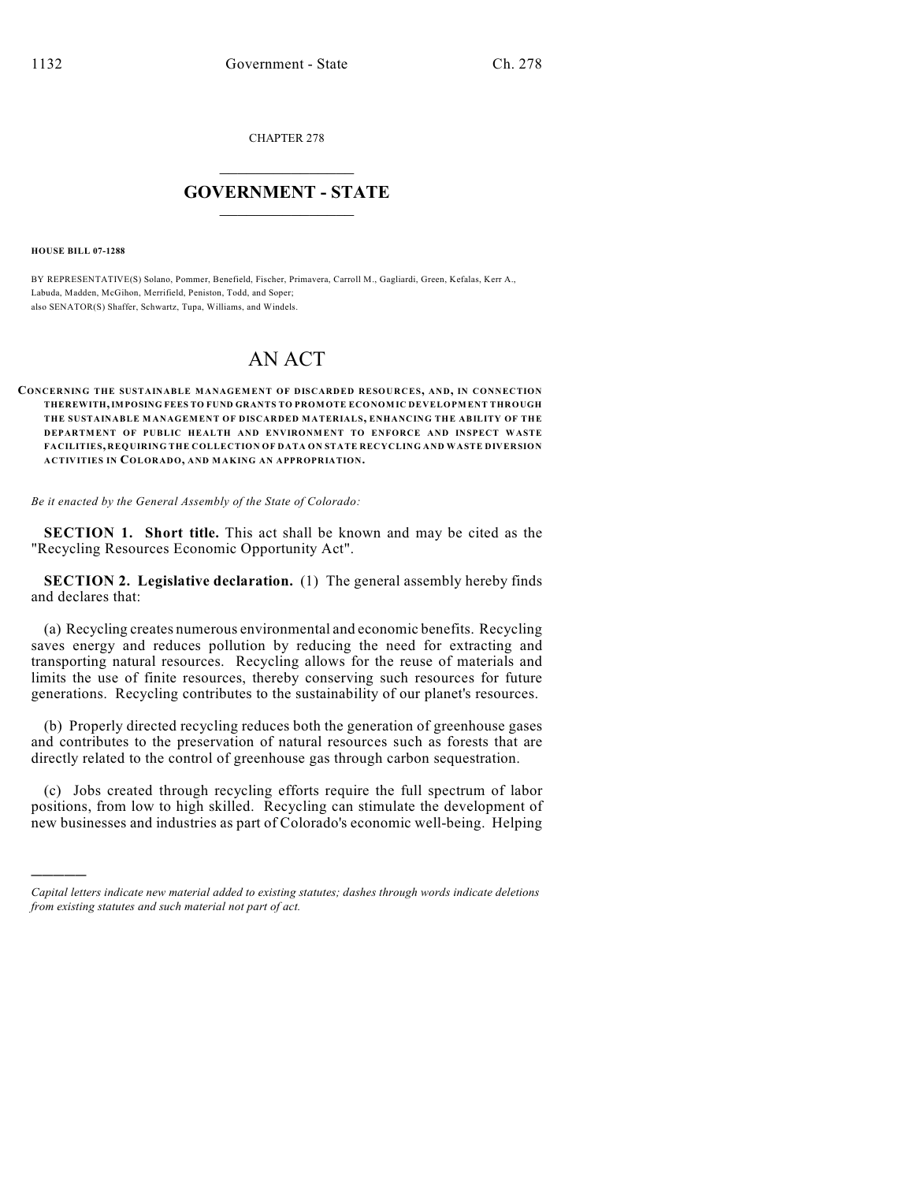CHAPTER 278

# GOVERNMENT - STATE

**HOUSE BILL 07-1288**

BY REPRESENTATIVE(S) Solano, Pommer, Benefield, Fischer, Primavera, Carroll M., Gagliardi, Green, Kefalas, Kerr A., Labuda, Madden, McGihon, Merrifield, Peniston, Todd, and Soper;
also SENATOR(S) Shaffer, Schwartz, Tupa, Williams, and Windels.

# AN ACT

**CONCERNING THE SUSTAINABLE MANAGEMENT OF DISCARDED RESOURCES, AND, IN CONNECTION THEREWITH, IMPOSING FEES TO FUND GRANTS TO PROMOTE ECONOMIC DEVELOPMENT THROUGH THE SUSTAINABLE MANAGEMENT OF DISCARDED MATERIALS, ENHANCING THE ABILITY OF THE DEPARTMENT OF PUBLIC HEALTH AND ENVIRONMENT TO ENFORCE AND INSPECT WASTE FACILITIES, REQUIRING THE COLLECTION OF DATA ON STATE RECYCLING AND WASTE DIVERSION ACTIVITIES IN COLORADO, AND MAKING AN APPROPRIATION.**

*Be it enacted by the General Assembly of the State of Colorado:*

**SECTION 1. Short title.** This act shall be known and may be cited as the "Recycling Resources Economic Opportunity Act".

**SECTION 2. Legislative declaration.** (1) The general assembly hereby finds and declares that:

(a) Recycling creates numerous environmental and economic benefits. Recycling saves energy and reduces pollution by reducing the need for extracting and transporting natural resources. Recycling allows for the reuse of materials and limits the use of finite resources, thereby conserving such resources for future generations. Recycling contributes to the sustainability of our planet's resources.

(b) Properly directed recycling reduces both the generation of greenhouse gases and contributes to the preservation of natural resources such as forests that are directly related to the control of greenhouse gas through carbon sequestration.

(c) Jobs created through recycling efforts require the full spectrum of labor positions, from low to high skilled. Recycling can stimulate the development of new businesses and industries as part of Colorado's economic well-being. Helping

---

*Capital letters indicate new material added to existing statutes; dashes through words indicate deletions from existing statutes and such material not part of act.*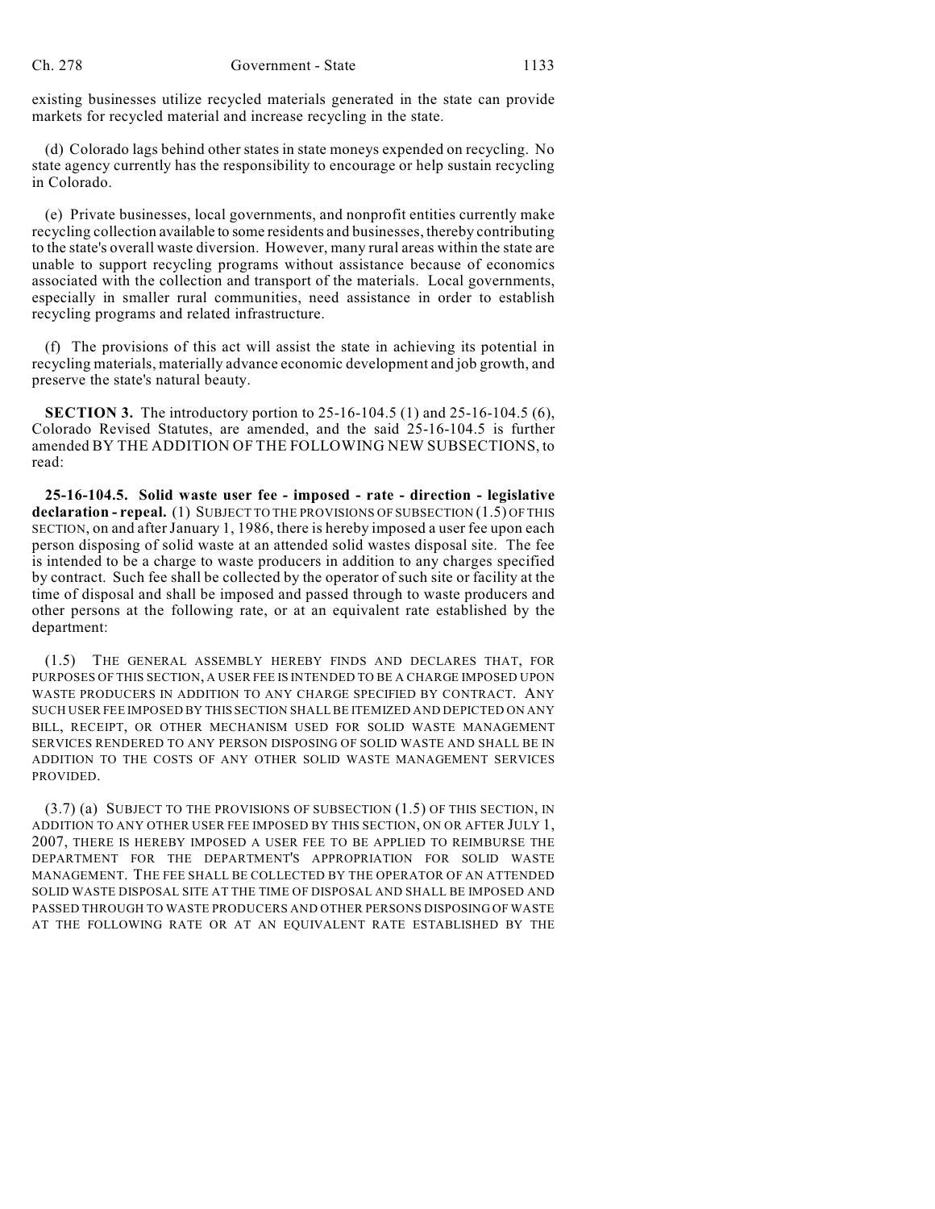existing businesses utilize recycled materials generated in the state can provide markets for recycled material and increase recycling in the state.

(d) Colorado lags behind other states in state moneys expended on recycling. No state agency currently has the responsibility to encourage or help sustain recycling in Colorado.

(e) Private businesses, local governments, and nonprofit entities currently make recycling collection available to some residents and businesses, thereby contributing to the state's overall waste diversion. However, many rural areas within the state are unable to support recycling programs without assistance because of economics associated with the collection and transport of the materials. Local governments, especially in smaller rural communities, need assistance in order to establish recycling programs and related infrastructure.

(f) The provisions of this act will assist the state in achieving its potential in recycling materials, materially advance economic development and job growth, and preserve the state's natural beauty.

**SECTION 3.** The introductory portion to 25-16-104.5 (1) and 25-16-104.5 (6), Colorado Revised Statutes, are amended, and the said 25-16-104.5 is further amended BY THE ADDITION OF THE FOLLOWING NEW SUBSECTIONS, to read:

**25-16-104.5. Solid waste user fee - imposed - rate - direction - legislative declaration - repeal.** (1) SUBJECT TO THE PROVISIONS OF SUBSECTION (1.5) OF THIS SECTION, on and after January 1, 1986, there is hereby imposed a user fee upon each person disposing of solid waste at an attended solid wastes disposal site. The fee is intended to be a charge to waste producers in addition to any charges specified by contract. Such fee shall be collected by the operator of such site or facility at the time of disposal and shall be imposed and passed through to waste producers and other persons at the following rate, or at an equivalent rate established by the department:

(1.5) THE GENERAL ASSEMBLY HEREBY FINDS AND DECLARES THAT, FOR PURPOSES OF THIS SECTION, A USER FEE IS INTENDED TO BE A CHARGE IMPOSED UPON WASTE PRODUCERS IN ADDITION TO ANY CHARGE SPECIFIED BY CONTRACT. ANY SUCH USER FEE IMPOSED BY THIS SECTION SHALL BE ITEMIZED AND DEPICTED ON ANY BILL, RECEIPT, OR OTHER MECHANISM USED FOR SOLID WASTE MANAGEMENT SERVICES RENDERED TO ANY PERSON DISPOSING OF SOLID WASTE AND SHALL BE IN ADDITION TO THE COSTS OF ANY OTHER SOLID WASTE MANAGEMENT SERVICES PROVIDED.

(3.7) (a) SUBJECT TO THE PROVISIONS OF SUBSECTION (1.5) OF THIS SECTION, IN ADDITION TO ANY OTHER USER FEE IMPOSED BY THIS SECTION, ON OR AFTER JULY 1, 2007, THERE IS HEREBY IMPOSED A USER FEE TO BE APPLIED TO REIMBURSE THE DEPARTMENT FOR THE DEPARTMENT'S APPROPRIATION FOR SOLID WASTE MANAGEMENT. THE FEE SHALL BE COLLECTED BY THE OPERATOR OF AN ATTENDED SOLID WASTE DISPOSAL SITE AT THE TIME OF DISPOSAL AND SHALL BE IMPOSED AND PASSED THROUGH TO WASTE PRODUCERS AND OTHER PERSONS DISPOSING OF WASTE AT THE FOLLOWING RATE OR AT AN EQUIVALENT RATE ESTABLISHED BY THE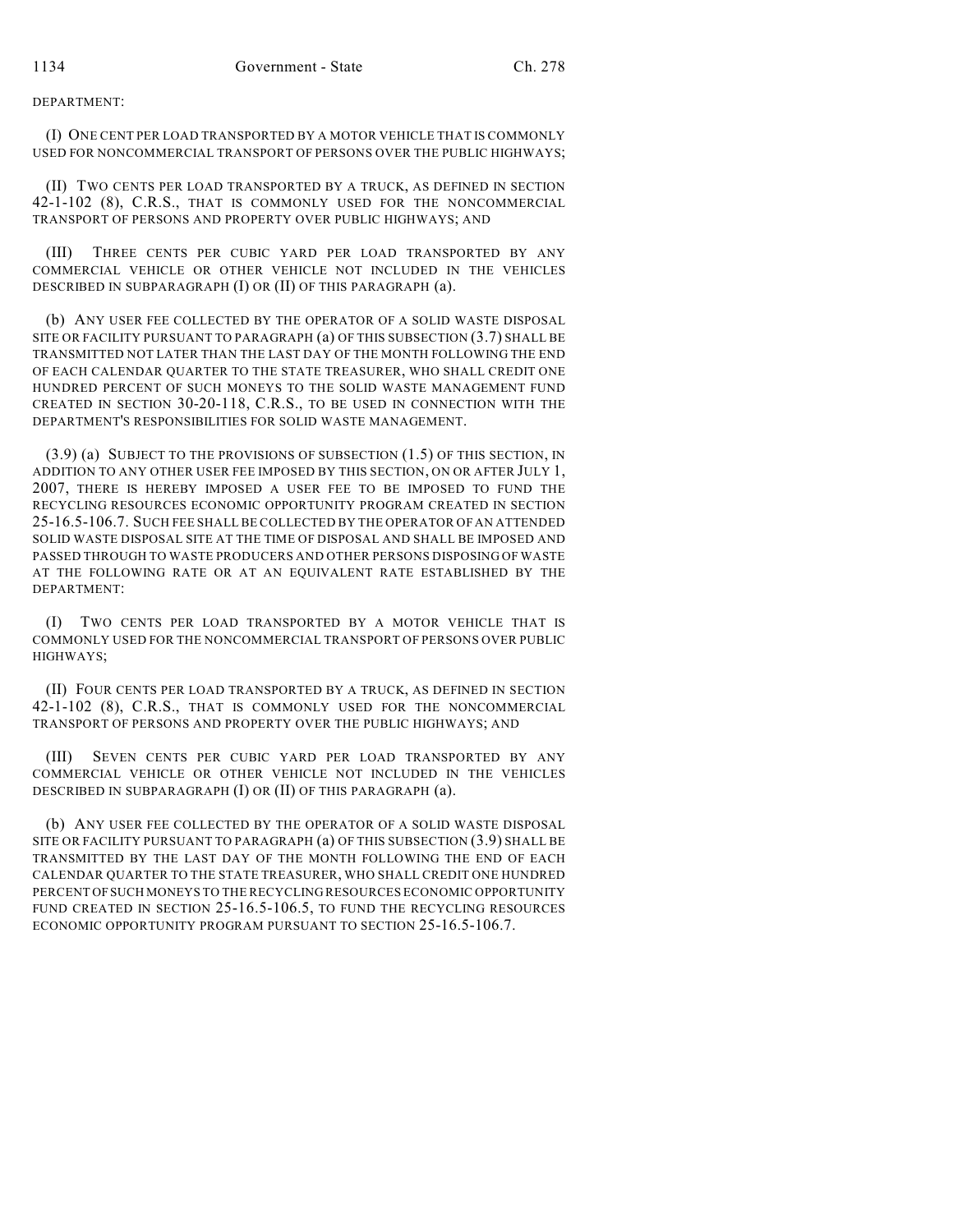DEPARTMENT:

(I) ONE CENT PER LOAD TRANSPORTED BY A MOTOR VEHICLE THAT IS COMMONLY USED FOR NONCOMMERCIAL TRANSPORT OF PERSONS OVER THE PUBLIC HIGHWAYS;

(II) TWO CENTS PER LOAD TRANSPORTED BY A TRUCK, AS DEFINED IN SECTION 42-1-102 (8), C.R.S., THAT IS COMMONLY USED FOR THE NONCOMMERCIAL TRANSPORT OF PERSONS AND PROPERTY OVER PUBLIC HIGHWAYS; AND

(III) THREE CENTS PER CUBIC YARD PER LOAD TRANSPORTED BY ANY COMMERCIAL VEHICLE OR OTHER VEHICLE NOT INCLUDED IN THE VEHICLES DESCRIBED IN SUBPARAGRAPH (I) OR (II) OF THIS PARAGRAPH (a).

(b) ANY USER FEE COLLECTED BY THE OPERATOR OF A SOLID WASTE DISPOSAL SITE OR FACILITY PURSUANT TO PARAGRAPH (a) OF THIS SUBSECTION (3.7) SHALL BE TRANSMITTED NOT LATER THAN THE LAST DAY OF THE MONTH FOLLOWING THE END OF EACH CALENDAR QUARTER TO THE STATE TREASURER, WHO SHALL CREDIT ONE HUNDRED PERCENT OF SUCH MONEYS TO THE SOLID WASTE MANAGEMENT FUND CREATED IN SECTION 30-20-118, C.R.S., TO BE USED IN CONNECTION WITH THE DEPARTMENT'S RESPONSIBILITIES FOR SOLID WASTE MANAGEMENT.

(3.9) (a) SUBJECT TO THE PROVISIONS OF SUBSECTION (1.5) OF THIS SECTION, IN ADDITION TO ANY OTHER USER FEE IMPOSED BY THIS SECTION, ON OR AFTER JULY 1, 2007, THERE IS HEREBY IMPOSED A USER FEE TO BE IMPOSED TO FUND THE RECYCLING RESOURCES ECONOMIC OPPORTUNITY PROGRAM CREATED IN SECTION 25-16.5-106.7. SUCH FEE SHALL BE COLLECTED BY THE OPERATOR OF AN ATTENDED SOLID WASTE DISPOSAL SITE AT THE TIME OF DISPOSAL AND SHALL BE IMPOSED AND PASSED THROUGH TO WASTE PRODUCERS AND OTHER PERSONS DISPOSING OF WASTE AT THE FOLLOWING RATE OR AT AN EQUIVALENT RATE ESTABLISHED BY THE DEPARTMENT:

(I) TWO CENTS PER LOAD TRANSPORTED BY A MOTOR VEHICLE THAT IS COMMONLY USED FOR THE NONCOMMERCIAL TRANSPORT OF PERSONS OVER PUBLIC HIGHWAYS;

(II) FOUR CENTS PER LOAD TRANSPORTED BY A TRUCK, AS DEFINED IN SECTION 42-1-102 (8), C.R.S., THAT IS COMMONLY USED FOR THE NONCOMMERCIAL TRANSPORT OF PERSONS AND PROPERTY OVER THE PUBLIC HIGHWAYS; AND

(III) SEVEN CENTS PER CUBIC YARD PER LOAD TRANSPORTED BY ANY COMMERCIAL VEHICLE OR OTHER VEHICLE NOT INCLUDED IN THE VEHICLES DESCRIBED IN SUBPARAGRAPH (I) OR (II) OF THIS PARAGRAPH (a).

(b) ANY USER FEE COLLECTED BY THE OPERATOR OF A SOLID WASTE DISPOSAL SITE OR FACILITY PURSUANT TO PARAGRAPH (a) OF THIS SUBSECTION (3.9) SHALL BE TRANSMITTED BY THE LAST DAY OF THE MONTH FOLLOWING THE END OF EACH CALENDAR QUARTER TO THE STATE TREASURER, WHO SHALL CREDIT ONE HUNDRED PERCENT OF SUCH MONEYS TO THE RECYCLING RESOURCES ECONOMIC OPPORTUNITY FUND CREATED IN SECTION 25-16.5-106.5, TO FUND THE RECYCLING RESOURCES ECONOMIC OPPORTUNITY PROGRAM PURSUANT TO SECTION 25-16.5-106.7.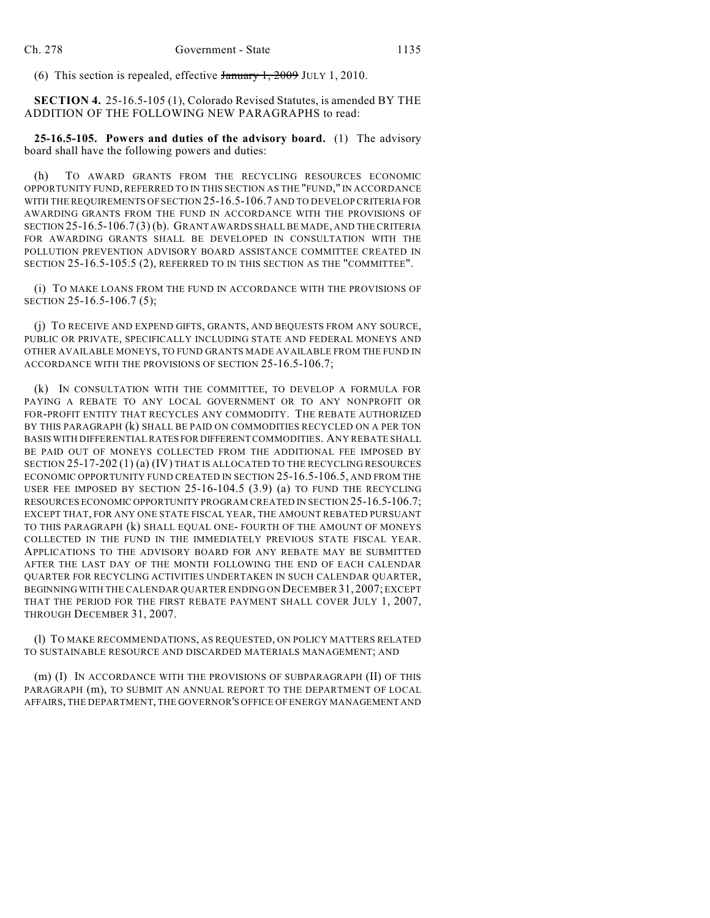(6) This section is repealed, effective ~~January 1, 2009~~ JULY 1, 2010.

**SECTION 4.** 25-16.5-105 (1), Colorado Revised Statutes, is amended BY THE ADDITION OF THE FOLLOWING NEW PARAGRAPHS to read:

**25-16.5-105. Powers and duties of the advisory board.** (1) The advisory board shall have the following powers and duties:

(h) TO AWARD GRANTS FROM THE RECYCLING RESOURCES ECONOMIC OPPORTUNITY FUND, REFERRED TO IN THIS SECTION AS THE "FUND," IN ACCORDANCE WITH THE REQUIREMENTS OF SECTION 25-16.5-106.7 AND TO DEVELOP CRITERIA FOR AWARDING GRANTS FROM THE FUND IN ACCORDANCE WITH THE PROVISIONS OF SECTION 25-16.5-106.7 (3) (b). GRANT AWARDS SHALL BE MADE, AND THE CRITERIA FOR AWARDING GRANTS SHALL BE DEVELOPED IN CONSULTATION WITH THE POLLUTION PREVENTION ADVISORY BOARD ASSISTANCE COMMITTEE CREATED IN SECTION 25-16.5-105.5 (2), REFERRED TO IN THIS SECTION AS THE "COMMITTEE".

(i) TO MAKE LOANS FROM THE FUND IN ACCORDANCE WITH THE PROVISIONS OF SECTION 25-16.5-106.7 (5);

(j) TO RECEIVE AND EXPEND GIFTS, GRANTS, AND BEQUESTS FROM ANY SOURCE, PUBLIC OR PRIVATE, SPECIFICALLY INCLUDING STATE AND FEDERAL MONEYS AND OTHER AVAILABLE MONEYS, TO FUND GRANTS MADE AVAILABLE FROM THE FUND IN ACCORDANCE WITH THE PROVISIONS OF SECTION 25-16.5-106.7;

(k) IN CONSULTATION WITH THE COMMITTEE, TO DEVELOP A FORMULA FOR PAYING A REBATE TO ANY LOCAL GOVERNMENT OR TO ANY NONPROFIT OR FOR-PROFIT ENTITY THAT RECYCLES ANY COMMODITY. THE REBATE AUTHORIZED BY THIS PARAGRAPH (k) SHALL BE PAID ON COMMODITIES RECYCLED ON A PER TON BASIS WITH DIFFERENTIAL RATES FOR DIFFERENT COMMODITIES. ANY REBATE SHALL BE PAID OUT OF MONEYS COLLECTED FROM THE ADDITIONAL FEE IMPOSED BY SECTION 25-17-202 (1) (a) (IV) THAT IS ALLOCATED TO THE RECYCLING RESOURCES ECONOMIC OPPORTUNITY FUND CREATED IN SECTION 25-16.5-106.5, AND FROM THE USER FEE IMPOSED BY SECTION 25-16-104.5 (3.9) (a) TO FUND THE RECYCLING RESOURCES ECONOMIC OPPORTUNITY PROGRAM CREATED IN SECTION 25-16.5-106.7; EXCEPT THAT, FOR ANY ONE STATE FISCAL YEAR, THE AMOUNT REBATED PURSUANT TO THIS PARAGRAPH (k) SHALL EQUAL ONE- FOURTH OF THE AMOUNT OF MONEYS COLLECTED IN THE FUND IN THE IMMEDIATELY PREVIOUS STATE FISCAL YEAR. APPLICATIONS TO THE ADVISORY BOARD FOR ANY REBATE MAY BE SUBMITTED AFTER THE LAST DAY OF THE MONTH FOLLOWING THE END OF EACH CALENDAR QUARTER FOR RECYCLING ACTIVITIES UNDERTAKEN IN SUCH CALENDAR QUARTER, BEGINNING WITH THE CALENDAR QUARTER ENDING ON DECEMBER 31, 2007; EXCEPT THAT THE PERIOD FOR THE FIRST REBATE PAYMENT SHALL COVER JULY 1, 2007, THROUGH DECEMBER 31, 2007.

(l) TO MAKE RECOMMENDATIONS, AS REQUESTED, ON POLICY MATTERS RELATED TO SUSTAINABLE RESOURCE AND DISCARDED MATERIALS MANAGEMENT; AND

(m) (I) IN ACCORDANCE WITH THE PROVISIONS OF SUBPARAGRAPH (II) OF THIS PARAGRAPH (m), TO SUBMIT AN ANNUAL REPORT TO THE DEPARTMENT OF LOCAL AFFAIRS, THE DEPARTMENT, THE GOVERNOR'S OFFICE OF ENERGY MANAGEMENT AND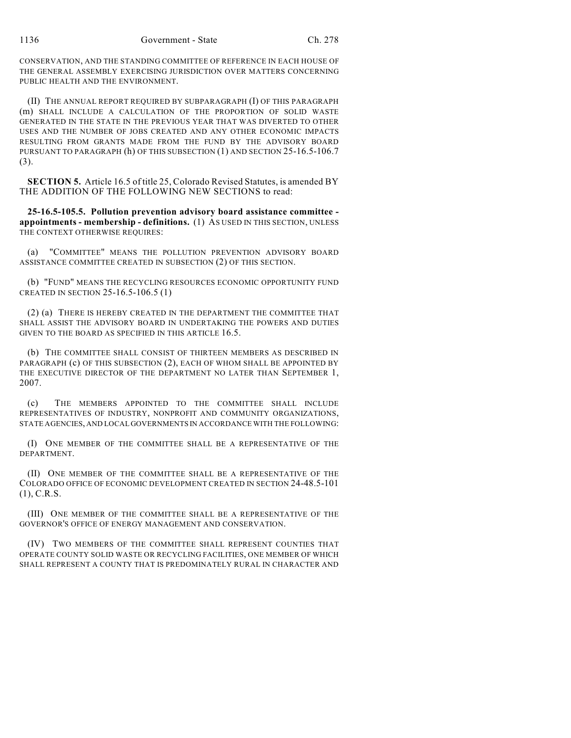CONSERVATION, AND THE STANDING COMMITTEE OF REFERENCE IN EACH HOUSE OF THE GENERAL ASSEMBLY EXERCISING JURISDICTION OVER MATTERS CONCERNING PUBLIC HEALTH AND THE ENVIRONMENT.

(II) THE ANNUAL REPORT REQUIRED BY SUBPARAGRAPH (I) OF THIS PARAGRAPH (m) SHALL INCLUDE A CALCULATION OF THE PROPORTION OF SOLID WASTE GENERATED IN THE STATE IN THE PREVIOUS YEAR THAT WAS DIVERTED TO OTHER USES AND THE NUMBER OF JOBS CREATED AND ANY OTHER ECONOMIC IMPACTS RESULTING FROM GRANTS MADE FROM THE FUND BY THE ADVISORY BOARD PURSUANT TO PARAGRAPH (h) OF THIS SUBSECTION (1) AND SECTION 25-16.5-106.7 (3).

**SECTION 5.** Article 16.5 of title 25, Colorado Revised Statutes, is amended BY THE ADDITION OF THE FOLLOWING NEW SECTIONS to read:

**25-16.5-105.5. Pollution prevention advisory board assistance committee - appointments - membership - definitions.** (1) AS USED IN THIS SECTION, UNLESS THE CONTEXT OTHERWISE REQUIRES:

(a) "COMMITTEE" MEANS THE POLLUTION PREVENTION ADVISORY BOARD ASSISTANCE COMMITTEE CREATED IN SUBSECTION (2) OF THIS SECTION.

(b) "FUND" MEANS THE RECYCLING RESOURCES ECONOMIC OPPORTUNITY FUND CREATED IN SECTION 25-16.5-106.5 (1)

(2) (a) THERE IS HEREBY CREATED IN THE DEPARTMENT THE COMMITTEE THAT SHALL ASSIST THE ADVISORY BOARD IN UNDERTAKING THE POWERS AND DUTIES GIVEN TO THE BOARD AS SPECIFIED IN THIS ARTICLE 16.5.

(b) THE COMMITTEE SHALL CONSIST OF THIRTEEN MEMBERS AS DESCRIBED IN PARAGRAPH (c) OF THIS SUBSECTION (2), EACH OF WHOM SHALL BE APPOINTED BY THE EXECUTIVE DIRECTOR OF THE DEPARTMENT NO LATER THAN SEPTEMBER 1, 2007.

(c) THE MEMBERS APPOINTED TO THE COMMITTEE SHALL INCLUDE REPRESENTATIVES OF INDUSTRY, NONPROFIT AND COMMUNITY ORGANIZATIONS, STATE AGENCIES, AND LOCAL GOVERNMENTS IN ACCORDANCE WITH THE FOLLOWING:

(I) ONE MEMBER OF THE COMMITTEE SHALL BE A REPRESENTATIVE OF THE DEPARTMENT.

(II) ONE MEMBER OF THE COMMITTEE SHALL BE A REPRESENTATIVE OF THE COLORADO OFFICE OF ECONOMIC DEVELOPMENT CREATED IN SECTION 24-48.5-101 (1), C.R.S.

(III) ONE MEMBER OF THE COMMITTEE SHALL BE A REPRESENTATIVE OF THE GOVERNOR'S OFFICE OF ENERGY MANAGEMENT AND CONSERVATION.

(IV) TWO MEMBERS OF THE COMMITTEE SHALL REPRESENT COUNTIES THAT OPERATE COUNTY SOLID WASTE OR RECYCLING FACILITIES, ONE MEMBER OF WHICH SHALL REPRESENT A COUNTY THAT IS PREDOMINATELY RURAL IN CHARACTER AND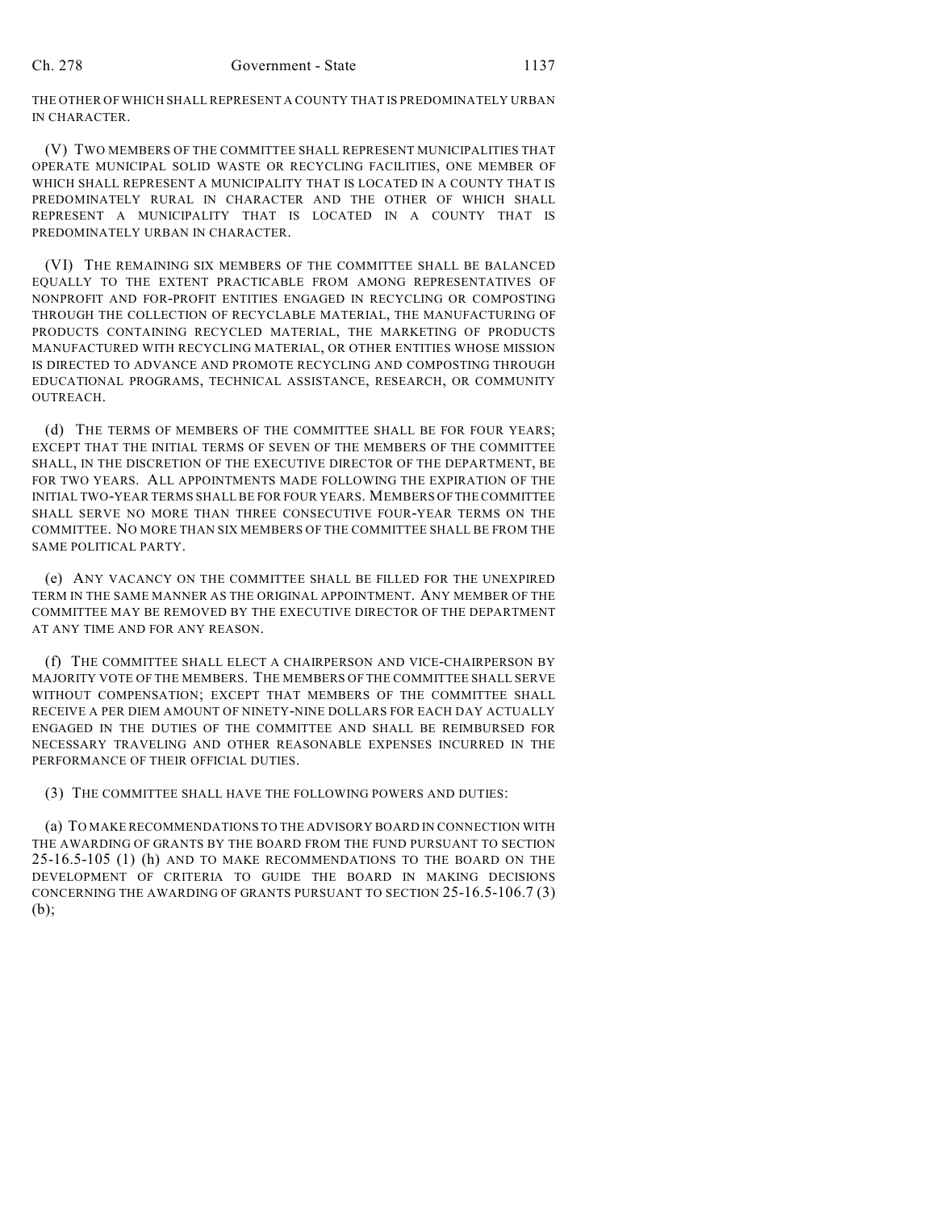THE OTHER OF WHICH SHALL REPRESENT A COUNTY THAT IS PREDOMINATELY URBAN IN CHARACTER.

(V) TWO MEMBERS OF THE COMMITTEE SHALL REPRESENT MUNICIPALITIES THAT OPERATE MUNICIPAL SOLID WASTE OR RECYCLING FACILITIES, ONE MEMBER OF WHICH SHALL REPRESENT A MUNICIPALITY THAT IS LOCATED IN A COUNTY THAT IS PREDOMINATELY RURAL IN CHARACTER AND THE OTHER OF WHICH SHALL REPRESENT A MUNICIPALITY THAT IS LOCATED IN A COUNTY THAT IS PREDOMINATELY URBAN IN CHARACTER.

(VI) THE REMAINING SIX MEMBERS OF THE COMMITTEE SHALL BE BALANCED EQUALLY TO THE EXTENT PRACTICABLE FROM AMONG REPRESENTATIVES OF NONPROFIT AND FOR-PROFIT ENTITIES ENGAGED IN RECYCLING OR COMPOSTING THROUGH THE COLLECTION OF RECYCLABLE MATERIAL, THE MANUFACTURING OF PRODUCTS CONTAINING RECYCLED MATERIAL, THE MARKETING OF PRODUCTS MANUFACTURED WITH RECYCLING MATERIAL, OR OTHER ENTITIES WHOSE MISSION IS DIRECTED TO ADVANCE AND PROMOTE RECYCLING AND COMPOSTING THROUGH EDUCATIONAL PROGRAMS, TECHNICAL ASSISTANCE, RESEARCH, OR COMMUNITY OUTREACH.

(d) THE TERMS OF MEMBERS OF THE COMMITTEE SHALL BE FOR FOUR YEARS; EXCEPT THAT THE INITIAL TERMS OF SEVEN OF THE MEMBERS OF THE COMMITTEE SHALL, IN THE DISCRETION OF THE EXECUTIVE DIRECTOR OF THE DEPARTMENT, BE FOR TWO YEARS. ALL APPOINTMENTS MADE FOLLOWING THE EXPIRATION OF THE INITIAL TWO-YEAR TERMS SHALL BE FOR FOUR YEARS. MEMBERS OF THE COMMITTEE SHALL SERVE NO MORE THAN THREE CONSECUTIVE FOUR-YEAR TERMS ON THE COMMITTEE. NO MORE THAN SIX MEMBERS OF THE COMMITTEE SHALL BE FROM THE SAME POLITICAL PARTY.

(e) ANY VACANCY ON THE COMMITTEE SHALL BE FILLED FOR THE UNEXPIRED TERM IN THE SAME MANNER AS THE ORIGINAL APPOINTMENT. ANY MEMBER OF THE COMMITTEE MAY BE REMOVED BY THE EXECUTIVE DIRECTOR OF THE DEPARTMENT AT ANY TIME AND FOR ANY REASON.

(f) THE COMMITTEE SHALL ELECT A CHAIRPERSON AND VICE-CHAIRPERSON BY MAJORITY VOTE OF THE MEMBERS. THE MEMBERS OF THE COMMITTEE SHALL SERVE WITHOUT COMPENSATION; EXCEPT THAT MEMBERS OF THE COMMITTEE SHALL RECEIVE A PER DIEM AMOUNT OF NINETY-NINE DOLLARS FOR EACH DAY ACTUALLY ENGAGED IN THE DUTIES OF THE COMMITTEE AND SHALL BE REIMBURSED FOR NECESSARY TRAVELING AND OTHER REASONABLE EXPENSES INCURRED IN THE PERFORMANCE OF THEIR OFFICIAL DUTIES.

(3) THE COMMITTEE SHALL HAVE THE FOLLOWING POWERS AND DUTIES:

(a) TO MAKE RECOMMENDATIONS TO THE ADVISORY BOARD IN CONNECTION WITH THE AWARDING OF GRANTS BY THE BOARD FROM THE FUND PURSUANT TO SECTION 25-16.5-105 (1) (h) AND TO MAKE RECOMMENDATIONS TO THE BOARD ON THE DEVELOPMENT OF CRITERIA TO GUIDE THE BOARD IN MAKING DECISIONS CONCERNING THE AWARDING OF GRANTS PURSUANT TO SECTION 25-16.5-106.7 (3) (b);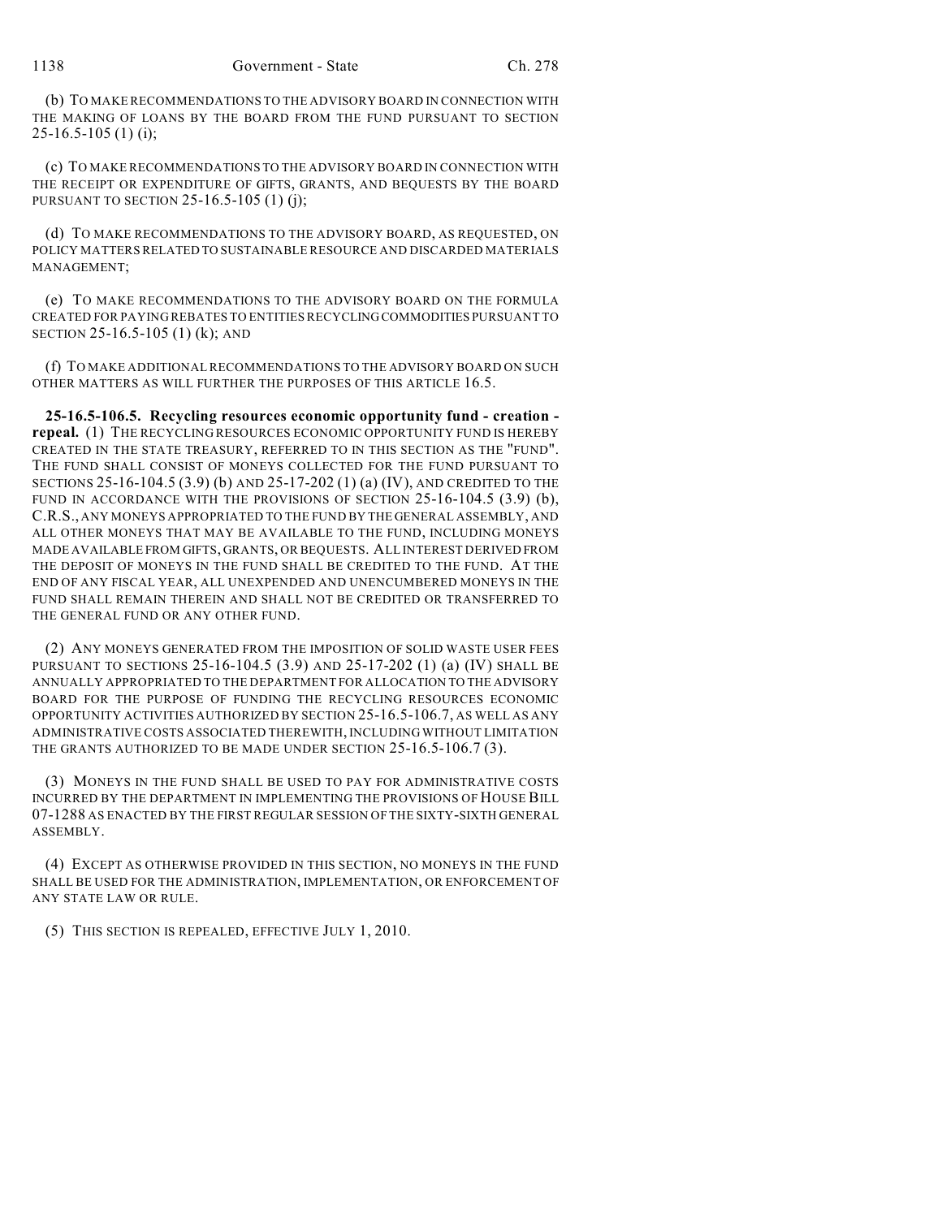(b) TO MAKE RECOMMENDATIONS TO THE ADVISORY BOARD IN CONNECTION WITH THE MAKING OF LOANS BY THE BOARD FROM THE FUND PURSUANT TO SECTION 25-16.5-105 (1) (i);

(c) TO MAKE RECOMMENDATIONS TO THE ADVISORY BOARD IN CONNECTION WITH THE RECEIPT OR EXPENDITURE OF GIFTS, GRANTS, AND BEQUESTS BY THE BOARD PURSUANT TO SECTION 25-16.5-105 (1) (j);

(d) TO MAKE RECOMMENDATIONS TO THE ADVISORY BOARD, AS REQUESTED, ON POLICY MATTERS RELATED TO SUSTAINABLE RESOURCE AND DISCARDED MATERIALS MANAGEMENT;

(e) TO MAKE RECOMMENDATIONS TO THE ADVISORY BOARD ON THE FORMULA CREATED FOR PAYING REBATES TO ENTITIES RECYCLING COMMODITIES PURSUANT TO SECTION 25-16.5-105 (1) (k); AND

(f) TO MAKE ADDITIONAL RECOMMENDATIONS TO THE ADVISORY BOARD ON SUCH OTHER MATTERS AS WILL FURTHER THE PURPOSES OF THIS ARTICLE 16.5.

**25-16.5-106.5. Recycling resources economic opportunity fund - creation - repeal.** (1) THE RECYCLING RESOURCES ECONOMIC OPPORTUNITY FUND IS HEREBY CREATED IN THE STATE TREASURY, REFERRED TO IN THIS SECTION AS THE "FUND". THE FUND SHALL CONSIST OF MONEYS COLLECTED FOR THE FUND PURSUANT TO SECTIONS 25-16-104.5 (3.9) (b) AND 25-17-202 (1) (a) (IV), AND CREDITED TO THE FUND IN ACCORDANCE WITH THE PROVISIONS OF SECTION 25-16-104.5 (3.9) (b), C.R.S., ANY MONEYS APPROPRIATED TO THE FUND BY THE GENERAL ASSEMBLY, AND ALL OTHER MONEYS THAT MAY BE AVAILABLE TO THE FUND, INCLUDING MONEYS MADE AVAILABLE FROM GIFTS, GRANTS, OR BEQUESTS. ALL INTEREST DERIVED FROM THE DEPOSIT OF MONEYS IN THE FUND SHALL BE CREDITED TO THE FUND. AT THE END OF ANY FISCAL YEAR, ALL UNEXPENDED AND UNENCUMBERED MONEYS IN THE FUND SHALL REMAIN THEREIN AND SHALL NOT BE CREDITED OR TRANSFERRED TO THE GENERAL FUND OR ANY OTHER FUND.

(2) ANY MONEYS GENERATED FROM THE IMPOSITION OF SOLID WASTE USER FEES PURSUANT TO SECTIONS 25-16-104.5 (3.9) AND 25-17-202 (1) (a) (IV) SHALL BE ANNUALLY APPROPRIATED TO THE DEPARTMENT FOR ALLOCATION TO THE ADVISORY BOARD FOR THE PURPOSE OF FUNDING THE RECYCLING RESOURCES ECONOMIC OPPORTUNITY ACTIVITIES AUTHORIZED BY SECTION 25-16.5-106.7, AS WELL AS ANY ADMINISTRATIVE COSTS ASSOCIATED THEREWITH, INCLUDING WITHOUT LIMITATION THE GRANTS AUTHORIZED TO BE MADE UNDER SECTION 25-16.5-106.7 (3).

(3) MONEYS IN THE FUND SHALL BE USED TO PAY FOR ADMINISTRATIVE COSTS INCURRED BY THE DEPARTMENT IN IMPLEMENTING THE PROVISIONS OF HOUSE BILL 07-1288 AS ENACTED BY THE FIRST REGULAR SESSION OF THE SIXTY-SIXTH GENERAL ASSEMBLY.

(4) EXCEPT AS OTHERWISE PROVIDED IN THIS SECTION, NO MONEYS IN THE FUND SHALL BE USED FOR THE ADMINISTRATION, IMPLEMENTATION, OR ENFORCEMENT OF ANY STATE LAW OR RULE.

(5) THIS SECTION IS REPEALED, EFFECTIVE JULY 1, 2010.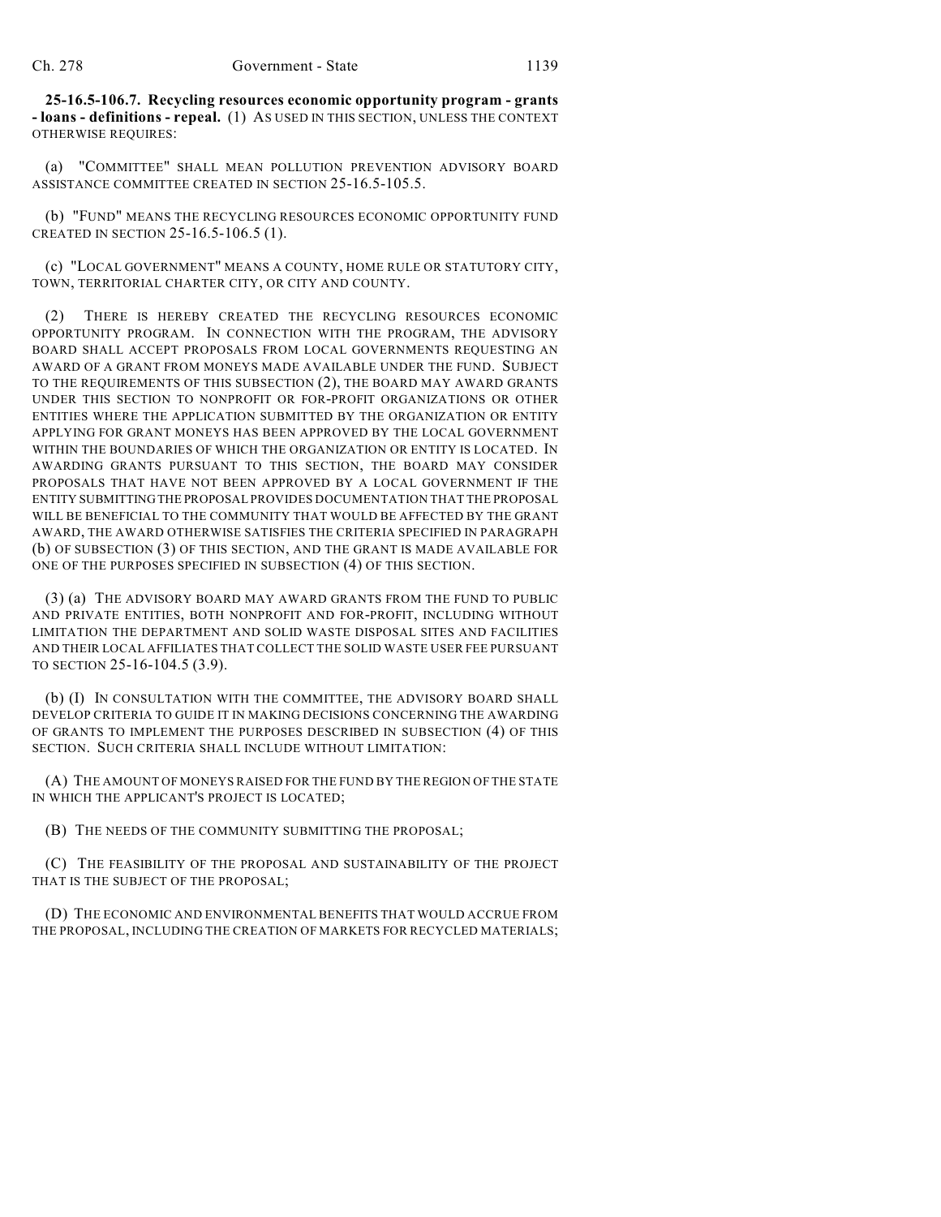**25-16.5-106.7. Recycling resources economic opportunity program - grants - loans - definitions - repeal.** (1) AS USED IN THIS SECTION, UNLESS THE CONTEXT OTHERWISE REQUIRES:

(a) "COMMITTEE" SHALL MEAN POLLUTION PREVENTION ADVISORY BOARD ASSISTANCE COMMITTEE CREATED IN SECTION 25-16.5-105.5.

(b) "FUND" MEANS THE RECYCLING RESOURCES ECONOMIC OPPORTUNITY FUND CREATED IN SECTION 25-16.5-106.5 (1).

(c) "LOCAL GOVERNMENT" MEANS A COUNTY, HOME RULE OR STATUTORY CITY, TOWN, TERRITORIAL CHARTER CITY, OR CITY AND COUNTY.

(2) THERE IS HEREBY CREATED THE RECYCLING RESOURCES ECONOMIC OPPORTUNITY PROGRAM. IN CONNECTION WITH THE PROGRAM, THE ADVISORY BOARD SHALL ACCEPT PROPOSALS FROM LOCAL GOVERNMENTS REQUESTING AN AWARD OF A GRANT FROM MONEYS MADE AVAILABLE UNDER THE FUND. SUBJECT TO THE REQUIREMENTS OF THIS SUBSECTION (2), THE BOARD MAY AWARD GRANTS UNDER THIS SECTION TO NONPROFIT OR FOR-PROFIT ORGANIZATIONS OR OTHER ENTITIES WHERE THE APPLICATION SUBMITTED BY THE ORGANIZATION OR ENTITY APPLYING FOR GRANT MONEYS HAS BEEN APPROVED BY THE LOCAL GOVERNMENT WITHIN THE BOUNDARIES OF WHICH THE ORGANIZATION OR ENTITY IS LOCATED. IN AWARDING GRANTS PURSUANT TO THIS SECTION, THE BOARD MAY CONSIDER PROPOSALS THAT HAVE NOT BEEN APPROVED BY A LOCAL GOVERNMENT IF THE ENTITY SUBMITTING THE PROPOSAL PROVIDES DOCUMENTATION THAT THE PROPOSAL WILL BE BENEFICIAL TO THE COMMUNITY THAT WOULD BE AFFECTED BY THE GRANT AWARD, THE AWARD OTHERWISE SATISFIES THE CRITERIA SPECIFIED IN PARAGRAPH (b) OF SUBSECTION (3) OF THIS SECTION, AND THE GRANT IS MADE AVAILABLE FOR ONE OF THE PURPOSES SPECIFIED IN SUBSECTION (4) OF THIS SECTION.

(3) (a) THE ADVISORY BOARD MAY AWARD GRANTS FROM THE FUND TO PUBLIC AND PRIVATE ENTITIES, BOTH NONPROFIT AND FOR-PROFIT, INCLUDING WITHOUT LIMITATION THE DEPARTMENT AND SOLID WASTE DISPOSAL SITES AND FACILITIES AND THEIR LOCAL AFFILIATES THAT COLLECT THE SOLID WASTE USER FEE PURSUANT TO SECTION 25-16-104.5 (3.9).

(b) (I) IN CONSULTATION WITH THE COMMITTEE, THE ADVISORY BOARD SHALL DEVELOP CRITERIA TO GUIDE IT IN MAKING DECISIONS CONCERNING THE AWARDING OF GRANTS TO IMPLEMENT THE PURPOSES DESCRIBED IN SUBSECTION (4) OF THIS SECTION. SUCH CRITERIA SHALL INCLUDE WITHOUT LIMITATION:

(A) THE AMOUNT OF MONEYS RAISED FOR THE FUND BY THE REGION OF THE STATE IN WHICH THE APPLICANT'S PROJECT IS LOCATED;

(B) THE NEEDS OF THE COMMUNITY SUBMITTING THE PROPOSAL;

(C) THE FEASIBILITY OF THE PROPOSAL AND SUSTAINABILITY OF THE PROJECT THAT IS THE SUBJECT OF THE PROPOSAL;

(D) THE ECONOMIC AND ENVIRONMENTAL BENEFITS THAT WOULD ACCRUE FROM THE PROPOSAL, INCLUDING THE CREATION OF MARKETS FOR RECYCLED MATERIALS;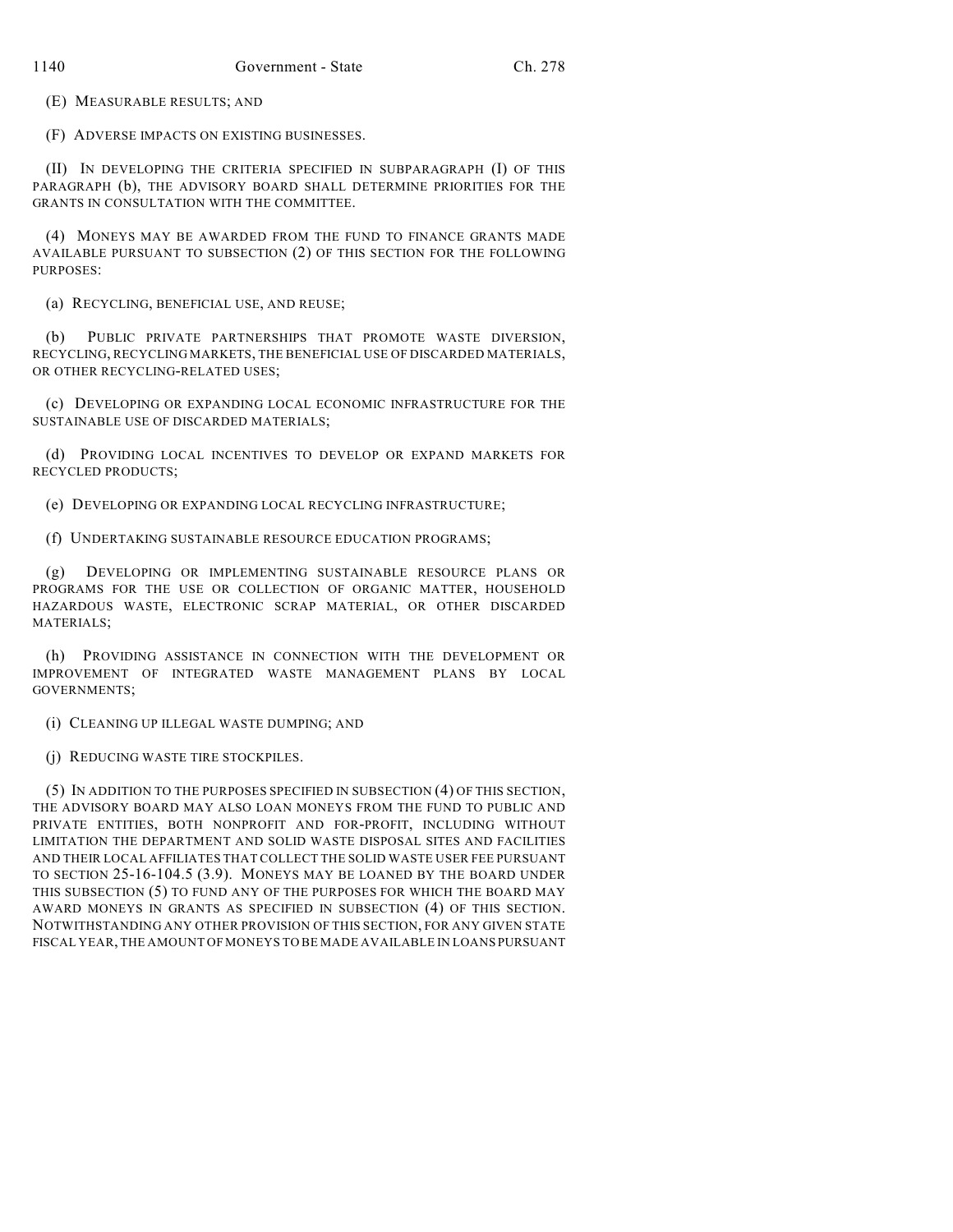(E) MEASURABLE RESULTS; AND

(F) ADVERSE IMPACTS ON EXISTING BUSINESSES.

(II) IN DEVELOPING THE CRITERIA SPECIFIED IN SUBPARAGRAPH (I) OF THIS PARAGRAPH (b), THE ADVISORY BOARD SHALL DETERMINE PRIORITIES FOR THE GRANTS IN CONSULTATION WITH THE COMMITTEE.

(4) MONEYS MAY BE AWARDED FROM THE FUND TO FINANCE GRANTS MADE AVAILABLE PURSUANT TO SUBSECTION (2) OF THIS SECTION FOR THE FOLLOWING PURPOSES:

(a) RECYCLING, BENEFICIAL USE, AND REUSE;

(b) PUBLIC PRIVATE PARTNERSHIPS THAT PROMOTE WASTE DIVERSION, RECYCLING, RECYCLING MARKETS, THE BENEFICIAL USE OF DISCARDED MATERIALS, OR OTHER RECYCLING-RELATED USES;

(c) DEVELOPING OR EXPANDING LOCAL ECONOMIC INFRASTRUCTURE FOR THE SUSTAINABLE USE OF DISCARDED MATERIALS;

(d) PROVIDING LOCAL INCENTIVES TO DEVELOP OR EXPAND MARKETS FOR RECYCLED PRODUCTS;

(e) DEVELOPING OR EXPANDING LOCAL RECYCLING INFRASTRUCTURE;

(f) UNDERTAKING SUSTAINABLE RESOURCE EDUCATION PROGRAMS;

(g) DEVELOPING OR IMPLEMENTING SUSTAINABLE RESOURCE PLANS OR PROGRAMS FOR THE USE OR COLLECTION OF ORGANIC MATTER, HOUSEHOLD HAZARDOUS WASTE, ELECTRONIC SCRAP MATERIAL, OR OTHER DISCARDED MATERIALS;

(h) PROVIDING ASSISTANCE IN CONNECTION WITH THE DEVELOPMENT OR IMPROVEMENT OF INTEGRATED WASTE MANAGEMENT PLANS BY LOCAL GOVERNMENTS;

(i) CLEANING UP ILLEGAL WASTE DUMPING; AND

(j) REDUCING WASTE TIRE STOCKPILES.

(5) IN ADDITION TO THE PURPOSES SPECIFIED IN SUBSECTION (4) OF THIS SECTION, THE ADVISORY BOARD MAY ALSO LOAN MONEYS FROM THE FUND TO PUBLIC AND PRIVATE ENTITIES, BOTH NONPROFIT AND FOR-PROFIT, INCLUDING WITHOUT LIMITATION THE DEPARTMENT AND SOLID WASTE DISPOSAL SITES AND FACILITIES AND THEIR LOCAL AFFILIATES THAT COLLECT THE SOLID WASTE USER FEE PURSUANT TO SECTION 25-16-104.5 (3.9). MONEYS MAY BE LOANED BY THE BOARD UNDER THIS SUBSECTION (5) TO FUND ANY OF THE PURPOSES FOR WHICH THE BOARD MAY AWARD MONEYS IN GRANTS AS SPECIFIED IN SUBSECTION (4) OF THIS SECTION. NOTWITHSTANDING ANY OTHER PROVISION OF THIS SECTION, FOR ANY GIVEN STATE FISCAL YEAR, THE AMOUNT OF MONEYS TO BE MADE AVAILABLE IN LOANS PURSUANT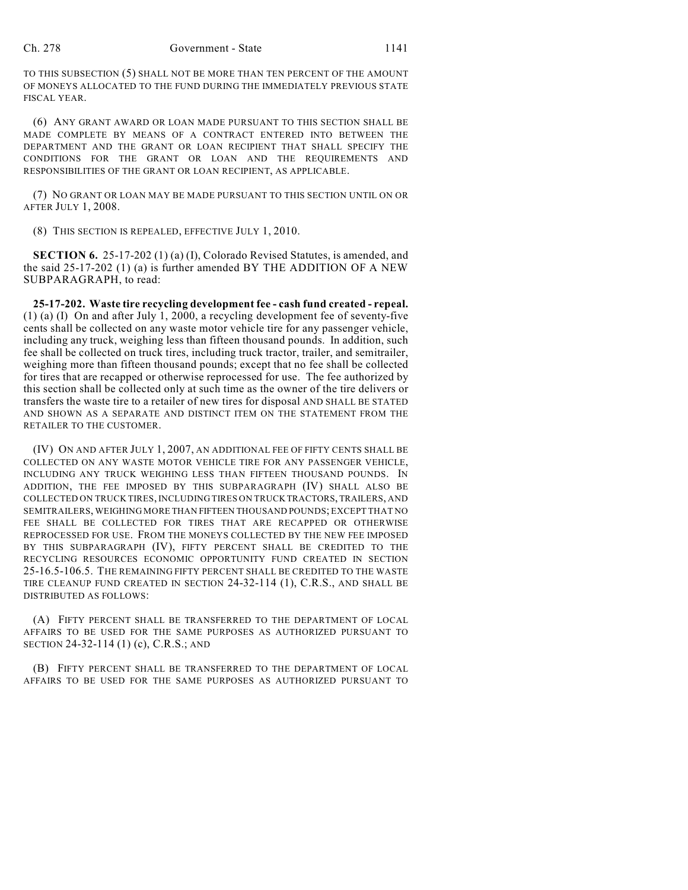TO THIS SUBSECTION (5) SHALL NOT BE MORE THAN TEN PERCENT OF THE AMOUNT OF MONEYS ALLOCATED TO THE FUND DURING THE IMMEDIATELY PREVIOUS STATE FISCAL YEAR.

(6) ANY GRANT AWARD OR LOAN MADE PURSUANT TO THIS SECTION SHALL BE MADE COMPLETE BY MEANS OF A CONTRACT ENTERED INTO BETWEEN THE DEPARTMENT AND THE GRANT OR LOAN RECIPIENT THAT SHALL SPECIFY THE CONDITIONS FOR THE GRANT OR LOAN AND THE REQUIREMENTS AND RESPONSIBILITIES OF THE GRANT OR LOAN RECIPIENT, AS APPLICABLE.

(7) NO GRANT OR LOAN MAY BE MADE PURSUANT TO THIS SECTION UNTIL ON OR AFTER JULY 1, 2008.

(8) THIS SECTION IS REPEALED, EFFECTIVE JULY 1, 2010.

**SECTION 6.** 25-17-202 (1) (a) (I), Colorado Revised Statutes, is amended, and the said 25-17-202 (1) (a) is further amended BY THE ADDITION OF A NEW SUBPARAGRAPH, to read:

**25-17-202. Waste tire recycling development fee - cash fund created - repeal.** (1) (a) (I) On and after July 1, 2000, a recycling development fee of seventy-five cents shall be collected on any waste motor vehicle tire for any passenger vehicle, including any truck, weighing less than fifteen thousand pounds. In addition, such fee shall be collected on truck tires, including truck tractor, trailer, and semitrailer, weighing more than fifteen thousand pounds; except that no fee shall be collected for tires that are recapped or otherwise reprocessed for use. The fee authorized by this section shall be collected only at such time as the owner of the tire delivers or transfers the waste tire to a retailer of new tires for disposal AND SHALL BE STATED AND SHOWN AS A SEPARATE AND DISTINCT ITEM ON THE STATEMENT FROM THE RETAILER TO THE CUSTOMER.

(IV) ON AND AFTER JULY 1, 2007, AN ADDITIONAL FEE OF FIFTY CENTS SHALL BE COLLECTED ON ANY WASTE MOTOR VEHICLE TIRE FOR ANY PASSENGER VEHICLE, INCLUDING ANY TRUCK WEIGHING LESS THAN FIFTEEN THOUSAND POUNDS. IN ADDITION, THE FEE IMPOSED BY THIS SUBPARAGRAPH (IV) SHALL ALSO BE COLLECTED ON TRUCK TIRES, INCLUDING TIRES ON TRUCK TRACTORS, TRAILERS, AND SEMITRAILERS, WEIGHING MORE THAN FIFTEEN THOUSAND POUNDS; EXCEPT THAT NO FEE SHALL BE COLLECTED FOR TIRES THAT ARE RECAPPED OR OTHERWISE REPROCESSED FOR USE. FROM THE MONEYS COLLECTED BY THE NEW FEE IMPOSED BY THIS SUBPARAGRAPH (IV), FIFTY PERCENT SHALL BE CREDITED TO THE RECYCLING RESOURCES ECONOMIC OPPORTUNITY FUND CREATED IN SECTION 25-16.5-106.5. THE REMAINING FIFTY PERCENT SHALL BE CREDITED TO THE WASTE TIRE CLEANUP FUND CREATED IN SECTION 24-32-114 (1), C.R.S., AND SHALL BE DISTRIBUTED AS FOLLOWS:

(A) FIFTY PERCENT SHALL BE TRANSFERRED TO THE DEPARTMENT OF LOCAL AFFAIRS TO BE USED FOR THE SAME PURPOSES AS AUTHORIZED PURSUANT TO SECTION 24-32-114 (1) (c), C.R.S.; AND

(B) FIFTY PERCENT SHALL BE TRANSFERRED TO THE DEPARTMENT OF LOCAL AFFAIRS TO BE USED FOR THE SAME PURPOSES AS AUTHORIZED PURSUANT TO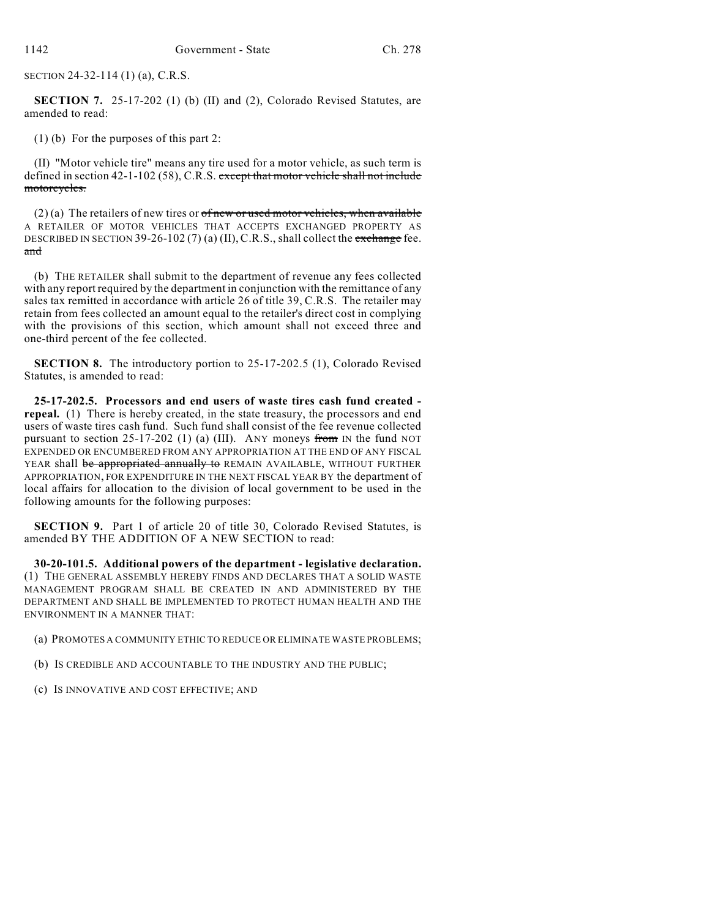SECTION 24-32-114 (1) (a), C.R.S.

**SECTION 7.** 25-17-202 (1) (b) (II) and (2), Colorado Revised Statutes, are amended to read:

(1) (b) For the purposes of this part 2:

(II) "Motor vehicle tire" means any tire used for a motor vehicle, as such term is defined in section 42-1-102 (58), C.R.S. ~~except that motor vehicle shall not include motorcycles.~~

(2) (a) The retailers of new tires or ~~of new or used motor vehicles, when available~~ A RETAILER OF MOTOR VEHICLES THAT ACCEPTS EXCHANGED PROPERTY AS DESCRIBED IN SECTION 39-26-102 (7) (a) (II), C.R.S., shall collect the ~~exchange~~ fee. ~~and~~

(b) THE RETAILER shall submit to the department of revenue any fees collected with any report required by the department in conjunction with the remittance of any sales tax remitted in accordance with article 26 of title 39, C.R.S. The retailer may retain from fees collected an amount equal to the retailer's direct cost in complying with the provisions of this section, which amount shall not exceed three and one-third percent of the fee collected.

**SECTION 8.** The introductory portion to 25-17-202.5 (1), Colorado Revised Statutes, is amended to read:

**25-17-202.5. Processors and end users of waste tires cash fund created - repeal.** (1) There is hereby created, in the state treasury, the processors and end users of waste tires cash fund. Such fund shall consist of the fee revenue collected pursuant to section 25-17-202 (1) (a) (III). ANY moneys ~~from~~ IN the fund NOT EXPENDED OR ENCUMBERED FROM ANY APPROPRIATION AT THE END OF ANY FISCAL YEAR shall ~~be appropriated annually to~~ REMAIN AVAILABLE, WITHOUT FURTHER APPROPRIATION, FOR EXPENDITURE IN THE NEXT FISCAL YEAR BY the department of local affairs for allocation to the division of local government to be used in the following amounts for the following purposes:

**SECTION 9.** Part 1 of article 20 of title 30, Colorado Revised Statutes, is amended BY THE ADDITION OF A NEW SECTION to read:

**30-20-101.5. Additional powers of the department - legislative declaration.** (1) THE GENERAL ASSEMBLY HEREBY FINDS AND DECLARES THAT A SOLID WASTE MANAGEMENT PROGRAM SHALL BE CREATED IN AND ADMINISTERED BY THE DEPARTMENT AND SHALL BE IMPLEMENTED TO PROTECT HUMAN HEALTH AND THE ENVIRONMENT IN A MANNER THAT:

(a) PROMOTES A COMMUNITY ETHIC TO REDUCE OR ELIMINATE WASTE PROBLEMS;

(b) IS CREDIBLE AND ACCOUNTABLE TO THE INDUSTRY AND THE PUBLIC;

(c) IS INNOVATIVE AND COST EFFECTIVE; AND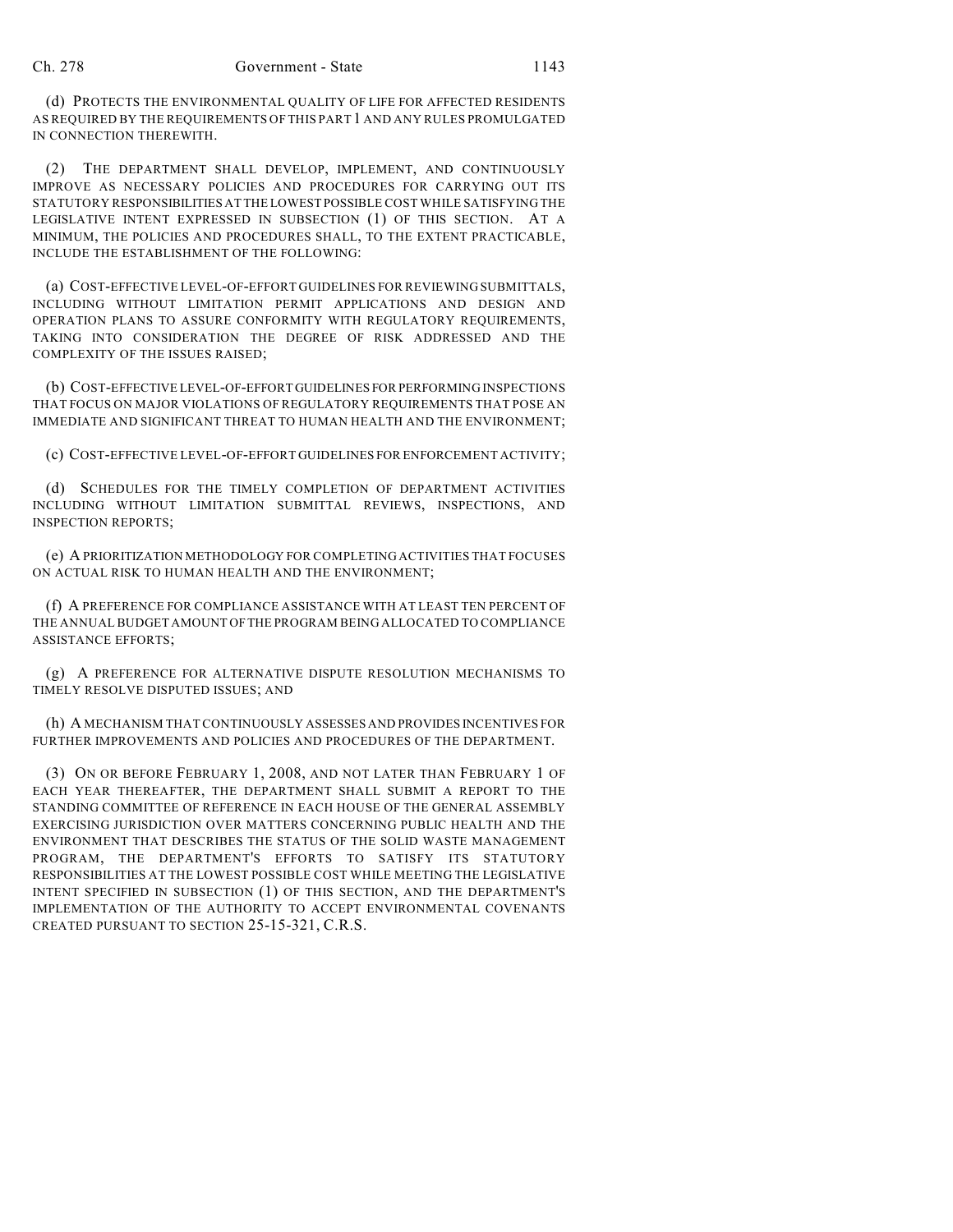(d) PROTECTS THE ENVIRONMENTAL QUALITY OF LIFE FOR AFFECTED RESIDENTS AS REQUIRED BY THE REQUIREMENTS OF THIS PART 1 AND ANY RULES PROMULGATED IN CONNECTION THEREWITH.

(2) THE DEPARTMENT SHALL DEVELOP, IMPLEMENT, AND CONTINUOUSLY IMPROVE AS NECESSARY POLICIES AND PROCEDURES FOR CARRYING OUT ITS STATUTORY RESPONSIBILITIES AT THE LOWEST POSSIBLE COST WHILE SATISFYING THE LEGISLATIVE INTENT EXPRESSED IN SUBSECTION (1) OF THIS SECTION. AT A MINIMUM, THE POLICIES AND PROCEDURES SHALL, TO THE EXTENT PRACTICABLE, INCLUDE THE ESTABLISHMENT OF THE FOLLOWING:

(a) COST-EFFECTIVE LEVEL-OF-EFFORT GUIDELINES FOR REVIEWING SUBMITTALS, INCLUDING WITHOUT LIMITATION PERMIT APPLICATIONS AND DESIGN AND OPERATION PLANS TO ASSURE CONFORMITY WITH REGULATORY REQUIREMENTS, TAKING INTO CONSIDERATION THE DEGREE OF RISK ADDRESSED AND THE COMPLEXITY OF THE ISSUES RAISED;

(b) COST-EFFECTIVE LEVEL-OF-EFFORT GUIDELINES FOR PERFORMING INSPECTIONS THAT FOCUS ON MAJOR VIOLATIONS OF REGULATORY REQUIREMENTS THAT POSE AN IMMEDIATE AND SIGNIFICANT THREAT TO HUMAN HEALTH AND THE ENVIRONMENT;

(c) COST-EFFECTIVE LEVEL-OF-EFFORT GUIDELINES FOR ENFORCEMENT ACTIVITY;

(d) SCHEDULES FOR THE TIMELY COMPLETION OF DEPARTMENT ACTIVITIES INCLUDING WITHOUT LIMITATION SUBMITTAL REVIEWS, INSPECTIONS, AND INSPECTION REPORTS;

(e) A PRIORITIZATION METHODOLOGY FOR COMPLETING ACTIVITIES THAT FOCUSES ON ACTUAL RISK TO HUMAN HEALTH AND THE ENVIRONMENT;

(f) A PREFERENCE FOR COMPLIANCE ASSISTANCE WITH AT LEAST TEN PERCENT OF THE ANNUAL BUDGET AMOUNT OF THE PROGRAM BEING ALLOCATED TO COMPLIANCE ASSISTANCE EFFORTS;

(g) A PREFERENCE FOR ALTERNATIVE DISPUTE RESOLUTION MECHANISMS TO TIMELY RESOLVE DISPUTED ISSUES; AND

(h) A MECHANISM THAT CONTINUOUSLY ASSESSES AND PROVIDES INCENTIVES FOR FURTHER IMPROVEMENTS AND POLICIES AND PROCEDURES OF THE DEPARTMENT.

(3) ON OR BEFORE FEBRUARY 1, 2008, AND NOT LATER THAN FEBRUARY 1 OF EACH YEAR THEREAFTER, THE DEPARTMENT SHALL SUBMIT A REPORT TO THE STANDING COMMITTEE OF REFERENCE IN EACH HOUSE OF THE GENERAL ASSEMBLY EXERCISING JURISDICTION OVER MATTERS CONCERNING PUBLIC HEALTH AND THE ENVIRONMENT THAT DESCRIBES THE STATUS OF THE SOLID WASTE MANAGEMENT PROGRAM, THE DEPARTMENT'S EFFORTS TO SATISFY ITS STATUTORY RESPONSIBILITIES AT THE LOWEST POSSIBLE COST WHILE MEETING THE LEGISLATIVE INTENT SPECIFIED IN SUBSECTION (1) OF THIS SECTION, AND THE DEPARTMENT'S IMPLEMENTATION OF THE AUTHORITY TO ACCEPT ENVIRONMENTAL COVENANTS CREATED PURSUANT TO SECTION 25-15-321, C.R.S.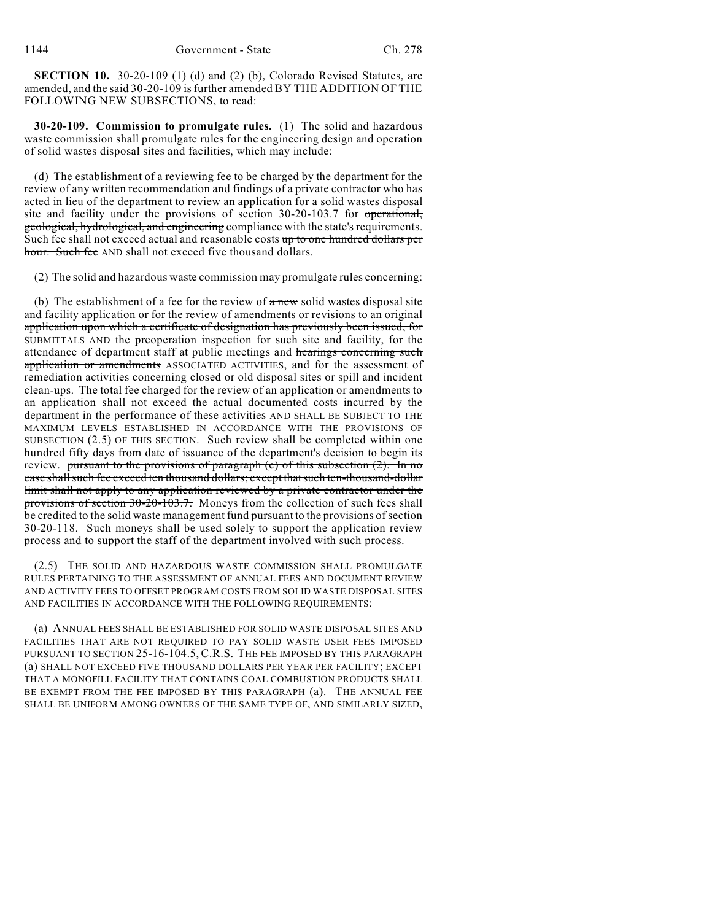**SECTION 10.** 30-20-109 (1) (d) and (2) (b), Colorado Revised Statutes, are amended, and the said 30-20-109 is further amended BY THE ADDITION OF THE FOLLOWING NEW SUBSECTIONS, to read:

**30-20-109. Commission to promulgate rules.** (1) The solid and hazardous waste commission shall promulgate rules for the engineering design and operation of solid wastes disposal sites and facilities, which may include:

(d) The establishment of a reviewing fee to be charged by the department for the review of any written recommendation and findings of a private contractor who has acted in lieu of the department to review an application for a solid wastes disposal site and facility under the provisions of section 30-20-103.7 for ~~operational, geological, hydrological, and engineering~~ compliance with the state's requirements. Such fee shall not exceed actual and reasonable costs ~~up to one hundred dollars per hour. Such fee~~ AND shall not exceed five thousand dollars.

(2) The solid and hazardous waste commission may promulgate rules concerning:

(b) The establishment of a fee for the review of ~~a new~~ solid wastes disposal site and facility ~~application or for the review of amendments or revisions to an original application upon which a certificate of designation has previously been issued, for~~ SUBMITTALS AND the preoperation inspection for such site and facility, for the attendance of department staff at public meetings and ~~hearings concerning such application or amendments~~ ASSOCIATED ACTIVITIES, and for the assessment of remediation activities concerning closed or old disposal sites or spill and incident clean-ups. The total fee charged for the review of an application or amendments to an application shall not exceed the actual documented costs incurred by the department in the performance of these activities AND SHALL BE SUBJECT TO THE MAXIMUM LEVELS ESTABLISHED IN ACCORDANCE WITH THE PROVISIONS OF SUBSECTION (2.5) OF THIS SECTION. Such review shall be completed within one hundred fifty days from date of issuance of the department's decision to begin its review. ~~pursuant to the provisions of paragraph (c) of this subsection (2). In no case shall such fee exceed ten thousand dollars; except that such ten-thousand-dollar limit shall not apply to any application reviewed by a private contractor under the provisions of section 30-20-103.7.~~ Moneys from the collection of such fees shall be credited to the solid waste management fund pursuant to the provisions of section 30-20-118. Such moneys shall be used solely to support the application review process and to support the staff of the department involved with such process.

(2.5) THE SOLID AND HAZARDOUS WASTE COMMISSION SHALL PROMULGATE RULES PERTAINING TO THE ASSESSMENT OF ANNUAL FEES AND DOCUMENT REVIEW AND ACTIVITY FEES TO OFFSET PROGRAM COSTS FROM SOLID WASTE DISPOSAL SITES AND FACILITIES IN ACCORDANCE WITH THE FOLLOWING REQUIREMENTS:

(a) ANNUAL FEES SHALL BE ESTABLISHED FOR SOLID WASTE DISPOSAL SITES AND FACILITIES THAT ARE NOT REQUIRED TO PAY SOLID WASTE USER FEES IMPOSED PURSUANT TO SECTION 25-16-104.5, C.R.S. THE FEE IMPOSED BY THIS PARAGRAPH (a) SHALL NOT EXCEED FIVE THOUSAND DOLLARS PER YEAR PER FACILITY; EXCEPT THAT A MONOFILL FACILITY THAT CONTAINS COAL COMBUSTION PRODUCTS SHALL BE EXEMPT FROM THE FEE IMPOSED BY THIS PARAGRAPH (a). THE ANNUAL FEE SHALL BE UNIFORM AMONG OWNERS OF THE SAME TYPE OF, AND SIMILARLY SIZED,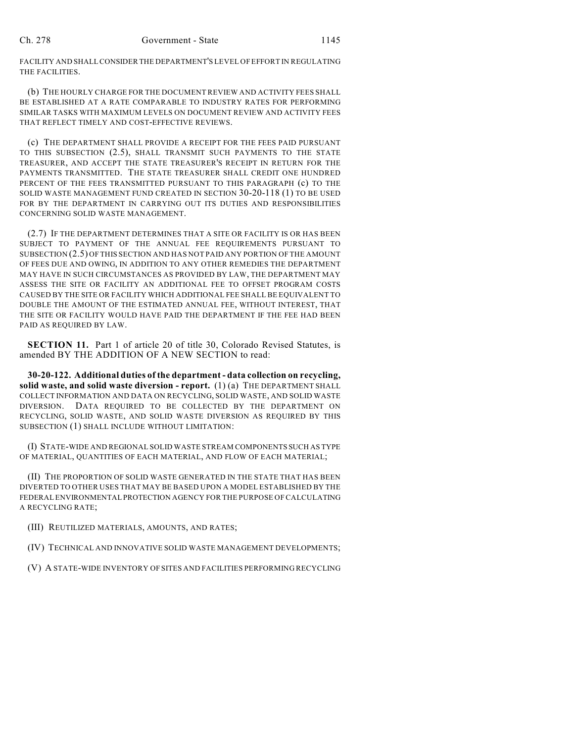FACILITY AND SHALL CONSIDER THE DEPARTMENT'S LEVEL OF EFFORT IN REGULATING THE FACILITIES.

(b) THE HOURLY CHARGE FOR THE DOCUMENT REVIEW AND ACTIVITY FEES SHALL BE ESTABLISHED AT A RATE COMPARABLE TO INDUSTRY RATES FOR PERFORMING SIMILAR TASKS WITH MAXIMUM LEVELS ON DOCUMENT REVIEW AND ACTIVITY FEES THAT REFLECT TIMELY AND COST-EFFECTIVE REVIEWS.

(c) THE DEPARTMENT SHALL PROVIDE A RECEIPT FOR THE FEES PAID PURSUANT TO THIS SUBSECTION (2.5), SHALL TRANSMIT SUCH PAYMENTS TO THE STATE TREASURER, AND ACCEPT THE STATE TREASURER'S RECEIPT IN RETURN FOR THE PAYMENTS TRANSMITTED. THE STATE TREASURER SHALL CREDIT ONE HUNDRED PERCENT OF THE FEES TRANSMITTED PURSUANT TO THIS PARAGRAPH (c) TO THE SOLID WASTE MANAGEMENT FUND CREATED IN SECTION 30-20-118 (1) TO BE USED FOR BY THE DEPARTMENT IN CARRYING OUT ITS DUTIES AND RESPONSIBILITIES CONCERNING SOLID WASTE MANAGEMENT.

(2.7) IF THE DEPARTMENT DETERMINES THAT A SITE OR FACILITY IS OR HAS BEEN SUBJECT TO PAYMENT OF THE ANNUAL FEE REQUIREMENTS PURSUANT TO SUBSECTION (2.5) OF THIS SECTION AND HAS NOT PAID ANY PORTION OF THE AMOUNT OF FEES DUE AND OWING, IN ADDITION TO ANY OTHER REMEDIES THE DEPARTMENT MAY HAVE IN SUCH CIRCUMSTANCES AS PROVIDED BY LAW, THE DEPARTMENT MAY ASSESS THE SITE OR FACILITY AN ADDITIONAL FEE TO OFFSET PROGRAM COSTS CAUSED BY THE SITE OR FACILITY WHICH ADDITIONAL FEE SHALL BE EQUIVALENT TO DOUBLE THE AMOUNT OF THE ESTIMATED ANNUAL FEE, WITHOUT INTEREST, THAT THE SITE OR FACILITY WOULD HAVE PAID THE DEPARTMENT IF THE FEE HAD BEEN PAID AS REQUIRED BY LAW.

**SECTION 11.** Part 1 of article 20 of title 30, Colorado Revised Statutes, is amended BY THE ADDITION OF A NEW SECTION to read:

**30-20-122. Additional duties of the department - data collection on recycling, solid waste, and solid waste diversion - report.** (1) (a) THE DEPARTMENT SHALL COLLECT INFORMATION AND DATA ON RECYCLING, SOLID WASTE, AND SOLID WASTE DIVERSION. DATA REQUIRED TO BE COLLECTED BY THE DEPARTMENT ON RECYCLING, SOLID WASTE, AND SOLID WASTE DIVERSION AS REQUIRED BY THIS SUBSECTION (1) SHALL INCLUDE WITHOUT LIMITATION:

(I) STATE-WIDE AND REGIONAL SOLID WASTE STREAM COMPONENTS SUCH AS TYPE OF MATERIAL, QUANTITIES OF EACH MATERIAL, AND FLOW OF EACH MATERIAL;

(II) THE PROPORTION OF SOLID WASTE GENERATED IN THE STATE THAT HAS BEEN DIVERTED TO OTHER USES THAT MAY BE BASED UPON A MODEL ESTABLISHED BY THE FEDERAL ENVIRONMENTAL PROTECTION AGENCY FOR THE PURPOSE OF CALCULATING A RECYCLING RATE;

(III) REUTILIZED MATERIALS, AMOUNTS, AND RATES;

(IV) TECHNICAL AND INNOVATIVE SOLID WASTE MANAGEMENT DEVELOPMENTS;

(V) A STATE-WIDE INVENTORY OF SITES AND FACILITIES PERFORMING RECYCLING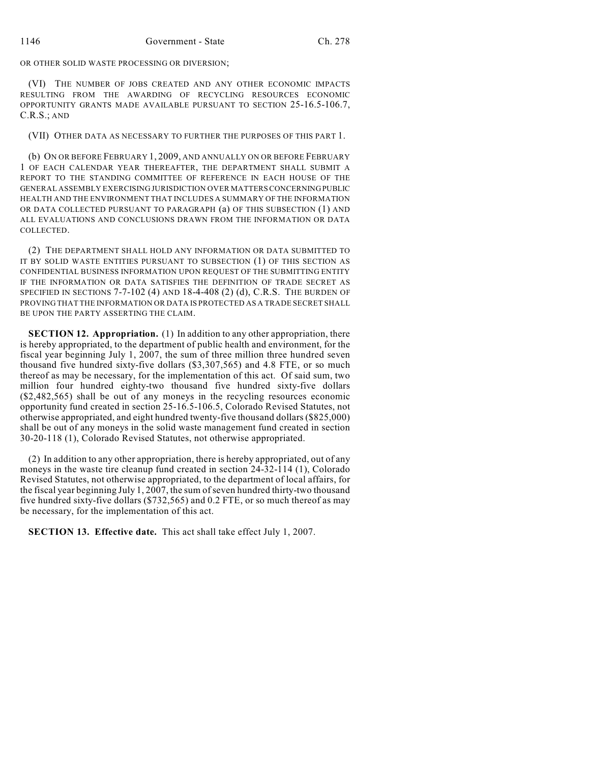OR OTHER SOLID WASTE PROCESSING OR DIVERSION;

(VI) THE NUMBER OF JOBS CREATED AND ANY OTHER ECONOMIC IMPACTS RESULTING FROM THE AWARDING OF RECYCLING RESOURCES ECONOMIC OPPORTUNITY GRANTS MADE AVAILABLE PURSUANT TO SECTION 25-16.5-106.7, C.R.S.; AND

(VII) OTHER DATA AS NECESSARY TO FURTHER THE PURPOSES OF THIS PART 1.

(b) ON OR BEFORE FEBRUARY 1, 2009, AND ANNUALLY ON OR BEFORE FEBRUARY 1 OF EACH CALENDAR YEAR THEREAFTER, THE DEPARTMENT SHALL SUBMIT A REPORT TO THE STANDING COMMITTEE OF REFERENCE IN EACH HOUSE OF THE GENERAL ASSEMBLY EXERCISING JURISDICTION OVER MATTERS CONCERNING PUBLIC HEALTH AND THE ENVIRONMENT THAT INCLUDES A SUMMARY OF THE INFORMATION OR DATA COLLECTED PURSUANT TO PARAGRAPH (a) OF THIS SUBSECTION (1) AND ALL EVALUATIONS AND CONCLUSIONS DRAWN FROM THE INFORMATION OR DATA COLLECTED.

(2) THE DEPARTMENT SHALL HOLD ANY INFORMATION OR DATA SUBMITTED TO IT BY SOLID WASTE ENTITIES PURSUANT TO SUBSECTION (1) OF THIS SECTION AS CONFIDENTIAL BUSINESS INFORMATION UPON REQUEST OF THE SUBMITTING ENTITY IF THE INFORMATION OR DATA SATISFIES THE DEFINITION OF TRADE SECRET AS SPECIFIED IN SECTIONS 7-7-102 (4) AND 18-4-408 (2) (d), C.R.S. THE BURDEN OF PROVING THAT THE INFORMATION OR DATA IS PROTECTED AS A TRADE SECRET SHALL BE UPON THE PARTY ASSERTING THE CLAIM.

**SECTION 12. Appropriation.** (1) In addition to any other appropriation, there is hereby appropriated, to the department of public health and environment, for the fiscal year beginning July 1, 2007, the sum of three million three hundred seven thousand five hundred sixty-five dollars ($3,307,565) and 4.8 FTE, or so much thereof as may be necessary, for the implementation of this act. Of said sum, two million four hundred eighty-two thousand five hundred sixty-five dollars ($2,482,565) shall be out of any moneys in the recycling resources economic opportunity fund created in section 25-16.5-106.5, Colorado Revised Statutes, not otherwise appropriated, and eight hundred twenty-five thousand dollars ($825,000) shall be out of any moneys in the solid waste management fund created in section 30-20-118 (1), Colorado Revised Statutes, not otherwise appropriated.

(2) In addition to any other appropriation, there is hereby appropriated, out of any moneys in the waste tire cleanup fund created in section 24-32-114 (1), Colorado Revised Statutes, not otherwise appropriated, to the department of local affairs, for the fiscal year beginning July 1, 2007, the sum of seven hundred thirty-two thousand five hundred sixty-five dollars ($732,565) and 0.2 FTE, or so much thereof as may be necessary, for the implementation of this act.

**SECTION 13. Effective date.** This act shall take effect July 1, 2007.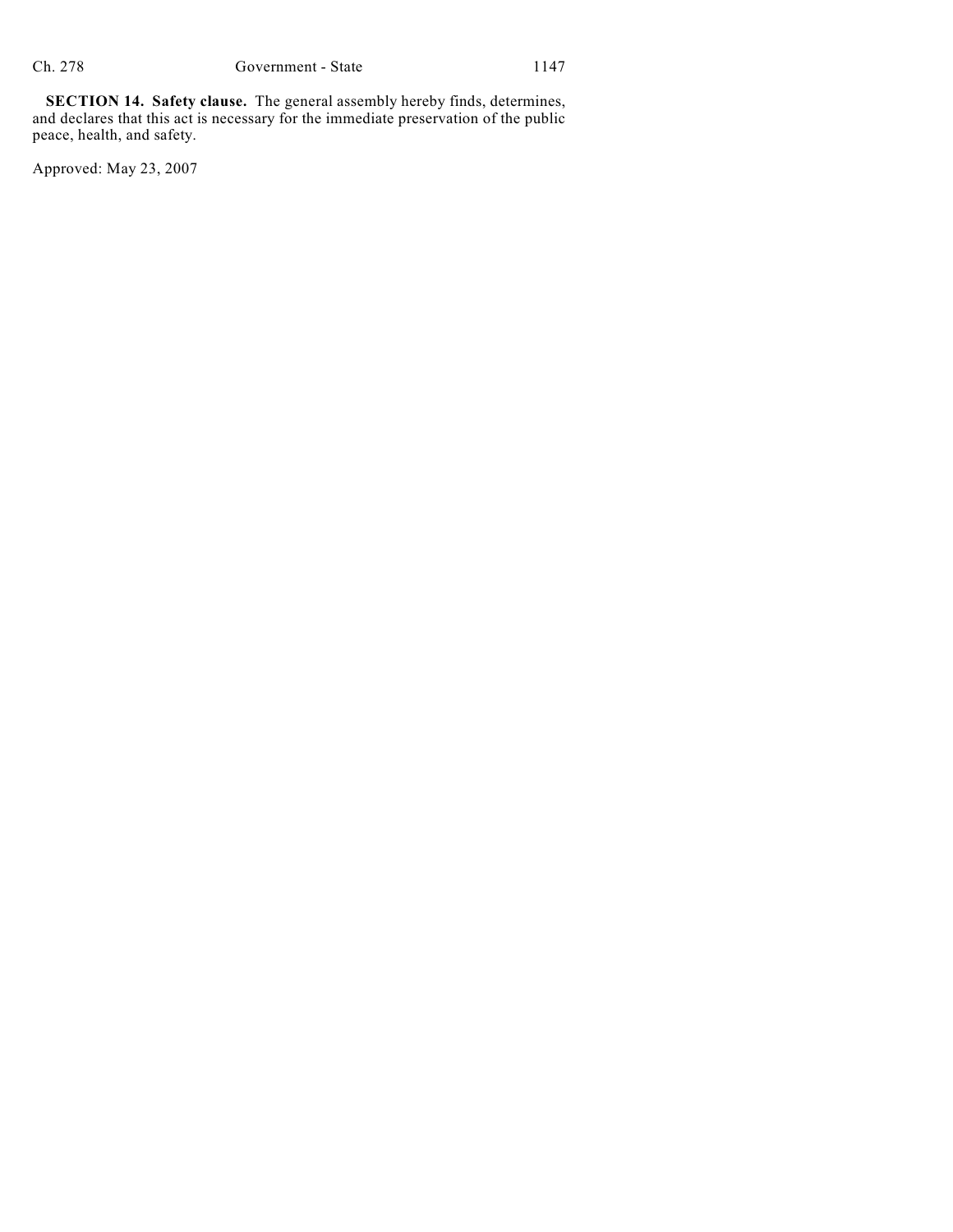**SECTION 14. Safety clause.** The general assembly hereby finds, determines, and declares that this act is necessary for the immediate preservation of the public peace, health, and safety.

Approved: May 23, 2007